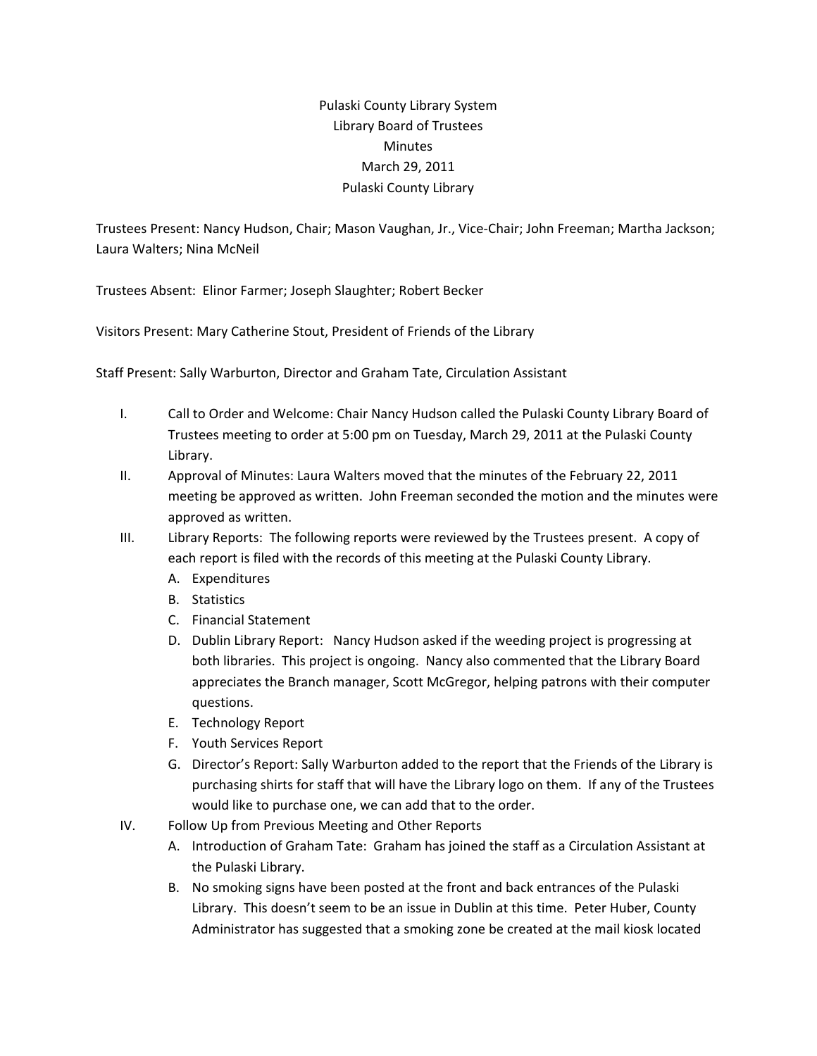Pulaski County Library System
Library Board of Trustees
Minutes
March 29, 2011
Pulaski County Library

Trustees Present: Nancy Hudson, Chair; Mason Vaughan, Jr., Vice-Chair; John Freeman; Martha Jackson; Laura Walters; Nina McNeil

Trustees Absent: Elinor Farmer; Joseph Slaughter; Robert Becker

Visitors Present: Mary Catherine Stout, President of Friends of the Library

Staff Present: Sally Warburton, Director and Graham Tate, Circulation Assistant

I. Call to Order and Welcome: Chair Nancy Hudson called the Pulaski County Library Board of Trustees meeting to order at 5:00 pm on Tuesday, March 29, 2011 at the Pulaski County Library.

II. Approval of Minutes: Laura Walters moved that the minutes of the February 22, 2011 meeting be approved as written. John Freeman seconded the motion and the minutes were approved as written.

III. Library Reports: The following reports were reviewed by the Trustees present. A copy of each report is filed with the records of this meeting at the Pulaski County Library.
   A. Expenditures
   B. Statistics
   C. Financial Statement
   D. Dublin Library Report: Nancy Hudson asked if the weeding project is progressing at both libraries. This project is ongoing. Nancy also commented that the Library Board appreciates the Branch manager, Scott McGregor, helping patrons with their computer questions.
   E. Technology Report
   F. Youth Services Report
   G. Director's Report: Sally Warburton added to the report that the Friends of the Library is purchasing shirts for staff that will have the Library logo on them. If any of the Trustees would like to purchase one, we can add that to the order.

IV. Follow Up from Previous Meeting and Other Reports
   A. Introduction of Graham Tate: Graham has joined the staff as a Circulation Assistant at the Pulaski Library.
   B. No smoking signs have been posted at the front and back entrances of the Pulaski Library. This doesn't seem to be an issue in Dublin at this time. Peter Huber, County Administrator has suggested that a smoking zone be created at the mail kiosk located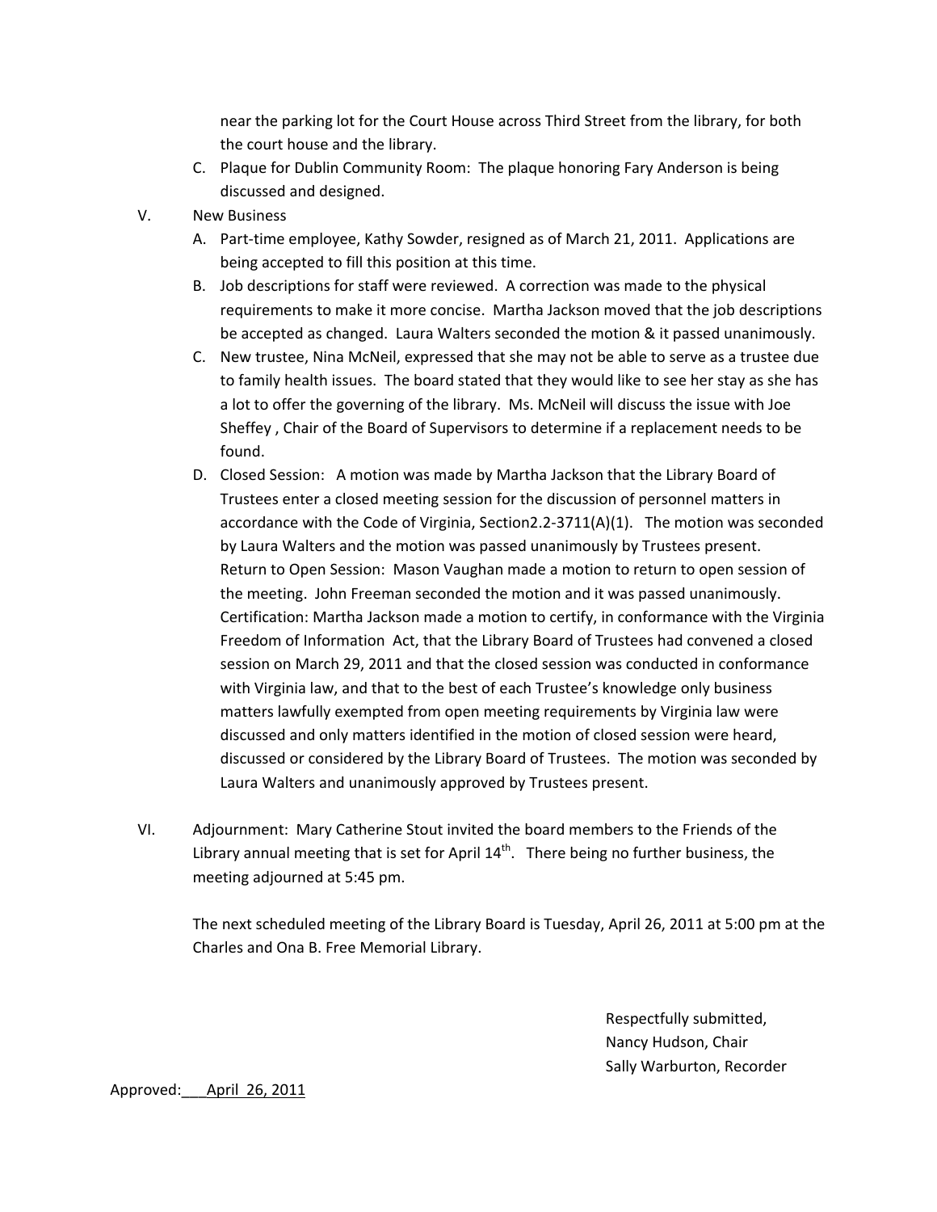near the parking lot for the Court House across Third Street from the library, for both the court house and the library.

C. Plaque for Dublin Community Room: The plaque honoring Fary Anderson is being discussed and designed.

V. New Business

A. Part-time employee, Kathy Sowder, resigned as of March 21, 2011. Applications are being accepted to fill this position at this time.

B. Job descriptions for staff were reviewed. A correction was made to the physical requirements to make it more concise. Martha Jackson moved that the job descriptions be accepted as changed. Laura Walters seconded the motion & it passed unanimously.

C. New trustee, Nina McNeil, expressed that she may not be able to serve as a trustee due to family health issues. The board stated that they would like to see her stay as she has a lot to offer the governing of the library. Ms. McNeil will discuss the issue with Joe Sheffey , Chair of the Board of Supervisors to determine if a replacement needs to be found.

D. Closed Session: A motion was made by Martha Jackson that the Library Board of Trustees enter a closed meeting session for the discussion of personnel matters in accordance with the Code of Virginia, Section2.2-3711(A)(1). The motion was seconded by Laura Walters and the motion was passed unanimously by Trustees present.
Return to Open Session: Mason Vaughan made a motion to return to open session of the meeting. John Freeman seconded the motion and it was passed unanimously.
Certification: Martha Jackson made a motion to certify, in conformance with the Virginia Freedom of Information Act, that the Library Board of Trustees had convened a closed session on March 29, 2011 and that the closed session was conducted in conformance with Virginia law, and that to the best of each Trustee's knowledge only business matters lawfully exempted from open meeting requirements by Virginia law were discussed and only matters identified in the motion of closed session were heard, discussed or considered by the Library Board of Trustees. The motion was seconded by Laura Walters and unanimously approved by Trustees present.

VI. Adjournment: Mary Catherine Stout invited the board members to the Friends of the Library annual meeting that is set for April 14th. There being no further business, the meeting adjourned at 5:45 pm.

The next scheduled meeting of the Library Board is Tuesday, April 26, 2011 at 5:00 pm at the Charles and Ona B. Free Memorial Library.

Respectfully submitted,
Nancy Hudson, Chair
Sally Warburton, Recorder

Approved: ___April 26, 2011